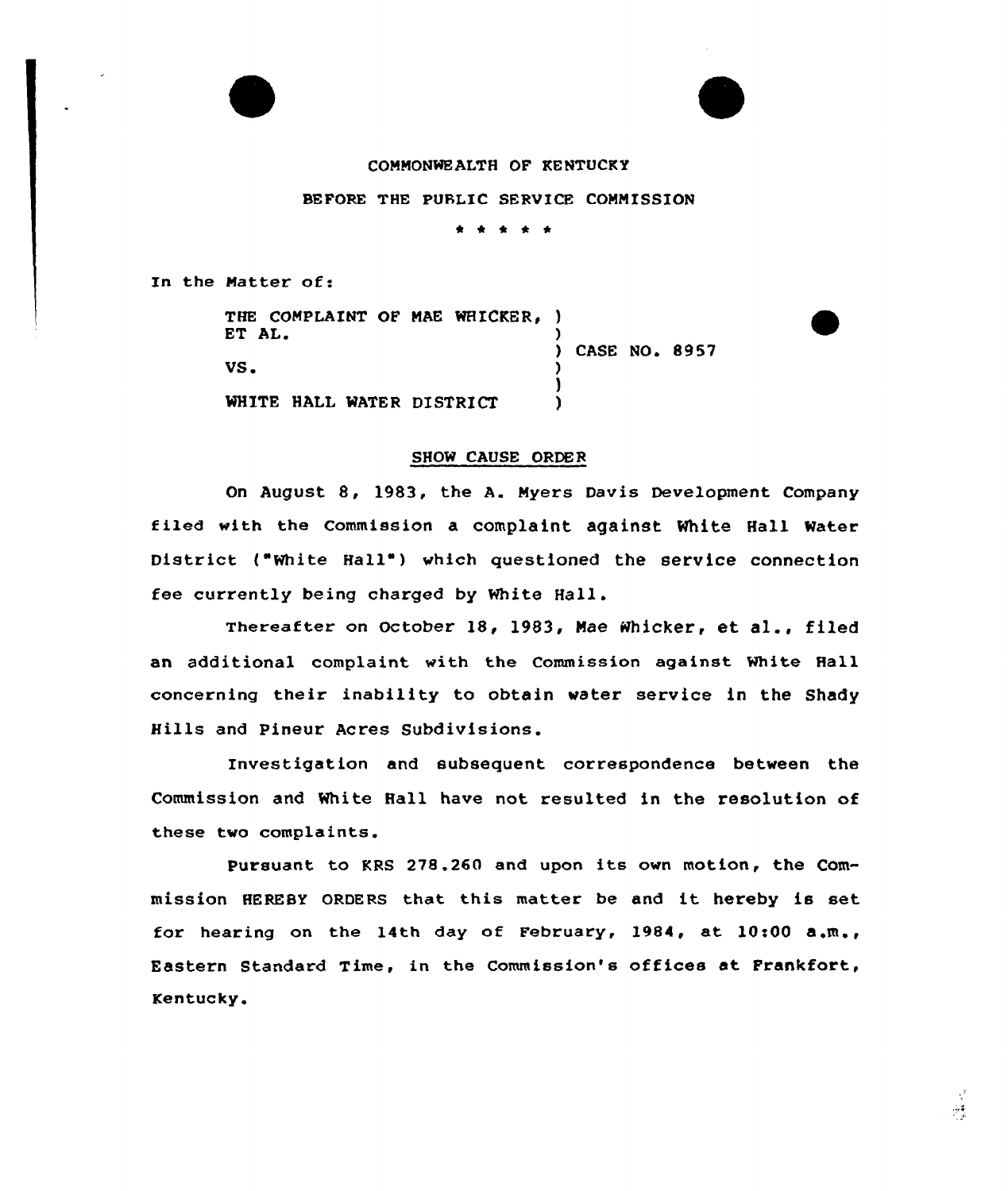COMMONWEALTH OF KENTUCKY

BEFORE THE PUBLIC SERVICE COMMISSION

\* \* \* \* \*

In the Matter of:

THE COMPLAINT OF MAE WHICKER, ET AL.

VS.

WHITE HALL WATER DISTRICT

) CASE NO. 8957

## SHOW CAUSE ORDER

On August 8, 1983, the A. Myers Davis Development Company filed with the Commission a complaint against White Hall Water District ("White Hall") which questioned the service connection fee currently being charged by White Hall.

Thereafter on October 18, 1983, Mae Whicker, et al., filed an additional complaint with the Commission against White Hall concerning their inability to obtain water service in the Shady Hills and Pineur Acres Subdivisions.

Investigation and subsequent correspondence between the Commission and White Hall have not resulted in the resolution of these two complaints.

Pursuant to KRS 278.260 and upon its own motion, the Commission HEREBY ORDERS that this matter be and it hereby is set for hearing on the 14th day of February, 1984, at 10:00 a.m., Eastern Standard Time, in the Commission's offices at Frankfort, Kentucky.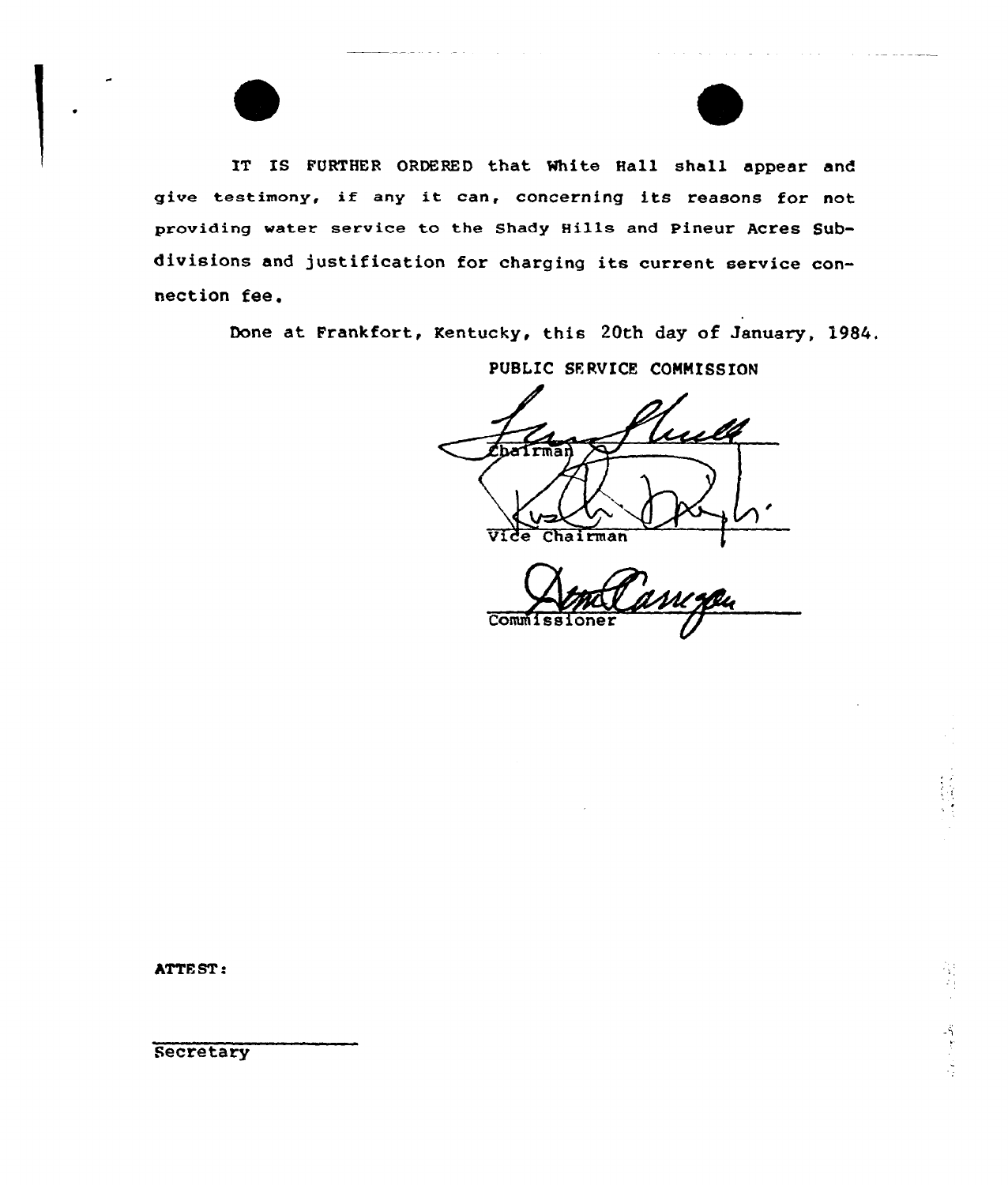IT IS FURTHER ORDERED that White Hall shall appear and give testimony, if any it can, concerning its reasons for not providing water service to the Shady Hills and Pineur Acres Subdivisions and justification for charging its current service connection fee.

Done at Frankfort, Kentucky, this 20th day of January, 1984.

PUBLIC SERVICE COMMISSION

Chairman

Vice Chairman

Commissioner

ATTEST:

Secretary